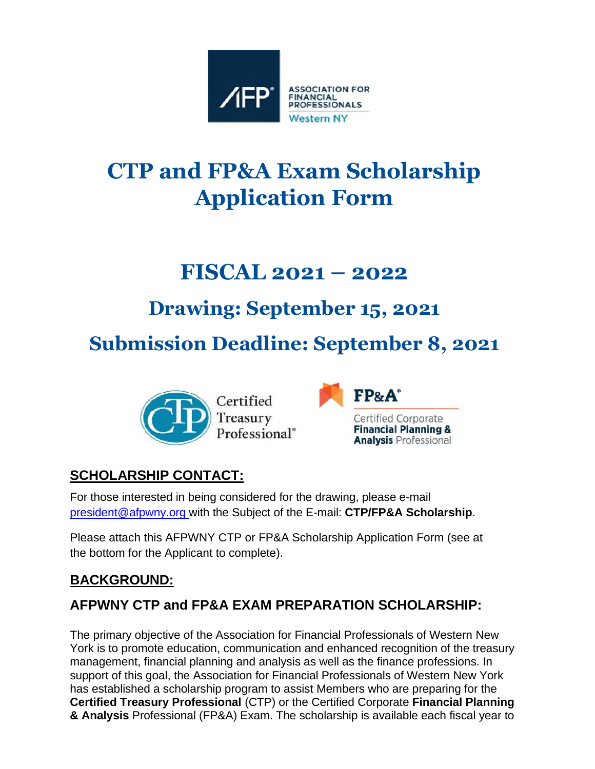# CTP and FP&A Exam Scholarship Application Form

## FISCAL 2021 – 2022

## Drawing: September 15, 2021

## Submission Deadline: September 8, 2021

### SCHOLARSHIP CONTACT:

For those interested in being considered for the drawing, please e-mail president@afpwny.org with the Subject of the E-mail: **CTP/FP&A Scholarship**.

Please attach this AFPWNY CTP or FP&A Scholarship Application Form (see at the bottom for the Applicant to complete).

### BACKGROUND:

#### AFPWNY CTP and FP&A EXAM PREPARATION SCHOLARSHIP:

The primary objective of the Association for Financial Professionals of Western New York is to promote education, communication and enhanced recognition of the treasury management, financial planning and analysis as well as the finance professions. In support of this goal, the Association for Financial Professionals of Western New York has established a scholarship program to assist Members who are preparing for the **Certified Treasury Professional** (CTP) or the Certified Corporate **Financial Planning & Analysis** Professional (FP&A) Exam. The scholarship is available each fiscal year to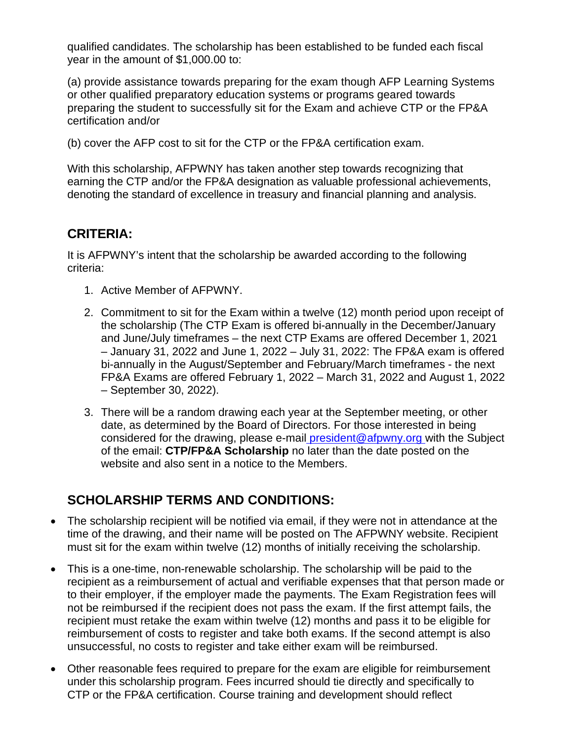qualified candidates. The scholarship has been established to be funded each fiscal year in the amount of $1,000.00 to:

(a) provide assistance towards preparing for the exam though AFP Learning Systems or other qualified preparatory education systems or programs geared towards preparing the student to successfully sit for the Exam and achieve CTP or the FP&A certification and/or

(b) cover the AFP cost to sit for the CTP or the FP&A certification exam.

With this scholarship, AFPWNY has taken another step towards recognizing that earning the CTP and/or the FP&A designation as valuable professional achievements, denoting the standard of excellence in treasury and financial planning and analysis.

## CRITERIA:

It is AFPWNY's intent that the scholarship be awarded according to the following criteria:

1. Active Member of AFPWNY.
2. Commitment to sit for the Exam within a twelve (12) month period upon receipt of the scholarship (The CTP Exam is offered bi-annually in the December/January and June/July timeframes – the next CTP Exams are offered December 1, 2021 – January 31, 2022 and June 1, 2022 – July 31, 2022: The FP&A exam is offered bi-annually in the August/September and February/March timeframes - the next FP&A Exams are offered February 1, 2022 – March 31, 2022 and August 1, 2022 – September 30, 2022).
3. There will be a random drawing each year at the September meeting, or other date, as determined by the Board of Directors. For those interested in being considered for the drawing, please e-mail president@afpwny.org with the Subject of the email: **CTP/FP&A Scholarship** no later than the date posted on the website and also sent in a notice to the Members.

## SCHOLARSHIP TERMS AND CONDITIONS:

- The scholarship recipient will be notified via email, if they were not in attendance at the time of the drawing, and their name will be posted on The AFPWNY website. Recipient must sit for the exam within twelve (12) months of initially receiving the scholarship.
- This is a one-time, non-renewable scholarship. The scholarship will be paid to the recipient as a reimbursement of actual and verifiable expenses that that person made or to their employer, if the employer made the payments. The Exam Registration fees will not be reimbursed if the recipient does not pass the exam. If the first attempt fails, the recipient must retake the exam within twelve (12) months and pass it to be eligible for reimbursement of costs to register and take both exams. If the second attempt is also unsuccessful, no costs to register and take either exam will be reimbursed.
- Other reasonable fees required to prepare for the exam are eligible for reimbursement under this scholarship program. Fees incurred should tie directly and specifically to CTP or the FP&A certification. Course training and development should reflect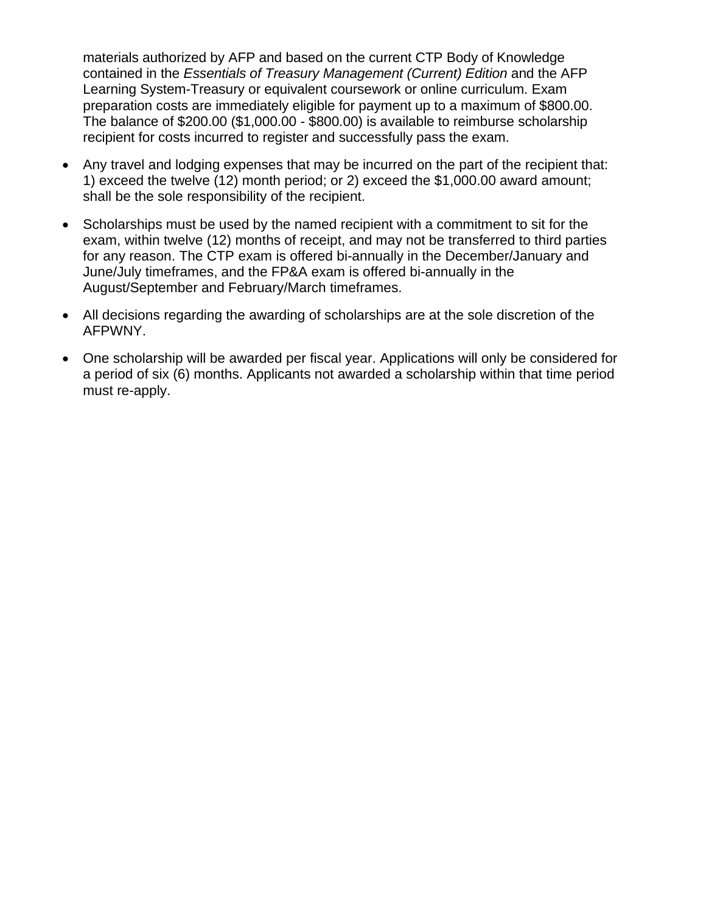materials authorized by AFP and based on the current CTP Body of Knowledge contained in the *Essentials of Treasury Management (Current) Edition* and the AFP Learning System-Treasury or equivalent coursework or online curriculum. Exam preparation costs are immediately eligible for payment up to a maximum of $800.00. The balance of $200.00 ($1,000.00 - $800.00) is available to reimburse scholarship recipient for costs incurred to register and successfully pass the exam.

- Any travel and lodging expenses that may be incurred on the part of the recipient that: 1) exceed the twelve (12) month period; or 2) exceed the $1,000.00 award amount; shall be the sole responsibility of the recipient.
- Scholarships must be used by the named recipient with a commitment to sit for the exam, within twelve (12) months of receipt, and may not be transferred to third parties for any reason. The CTP exam is offered bi-annually in the December/January and June/July timeframes, and the FP&A exam is offered bi-annually in the August/September and February/March timeframes.
- All decisions regarding the awarding of scholarships are at the sole discretion of the AFPWNY.
- One scholarship will be awarded per fiscal year. Applications will only be considered for a period of six (6) months. Applicants not awarded a scholarship within that time period must re-apply.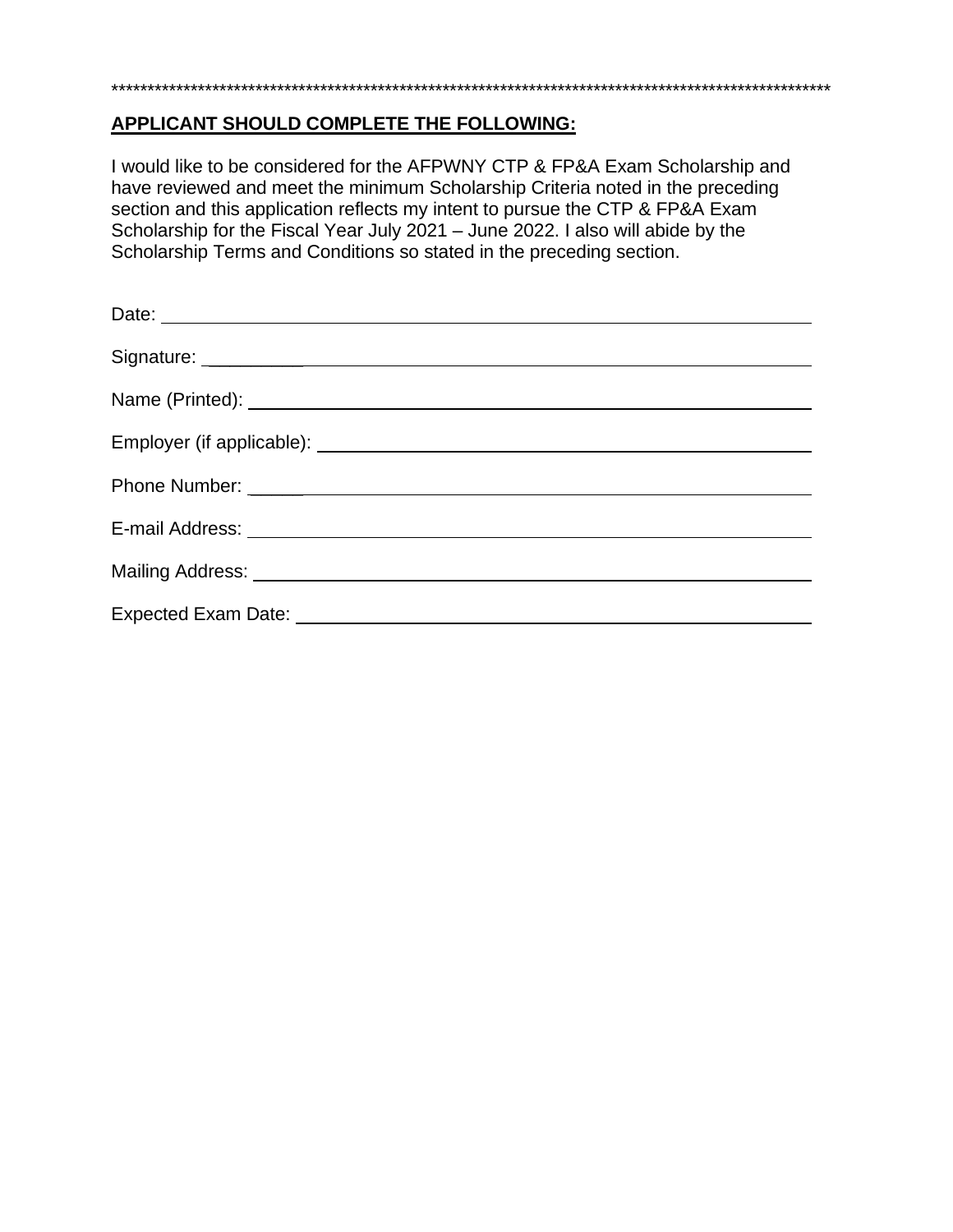****************************************************************************************************

**APPLICANT SHOULD COMPLETE THE FOLLOWING:**

I would like to be considered for the AFPWNY CTP & FP&A Exam Scholarship and have reviewed and meet the minimum Scholarship Criteria noted in the preceding section and this application reflects my intent to pursue the CTP & FP&A Exam Scholarship for the Fiscal Year July 2021 – June 2022. I also will abide by the Scholarship Terms and Conditions so stated in the preceding section.

Date: ______________________________

Signature: ______________________________

Name (Printed): ______________________________

Employer (if applicable): ______________________________

Phone Number: ______________________________

E-mail Address: ______________________________

Mailing Address: ______________________________

Expected Exam Date: ______________________________